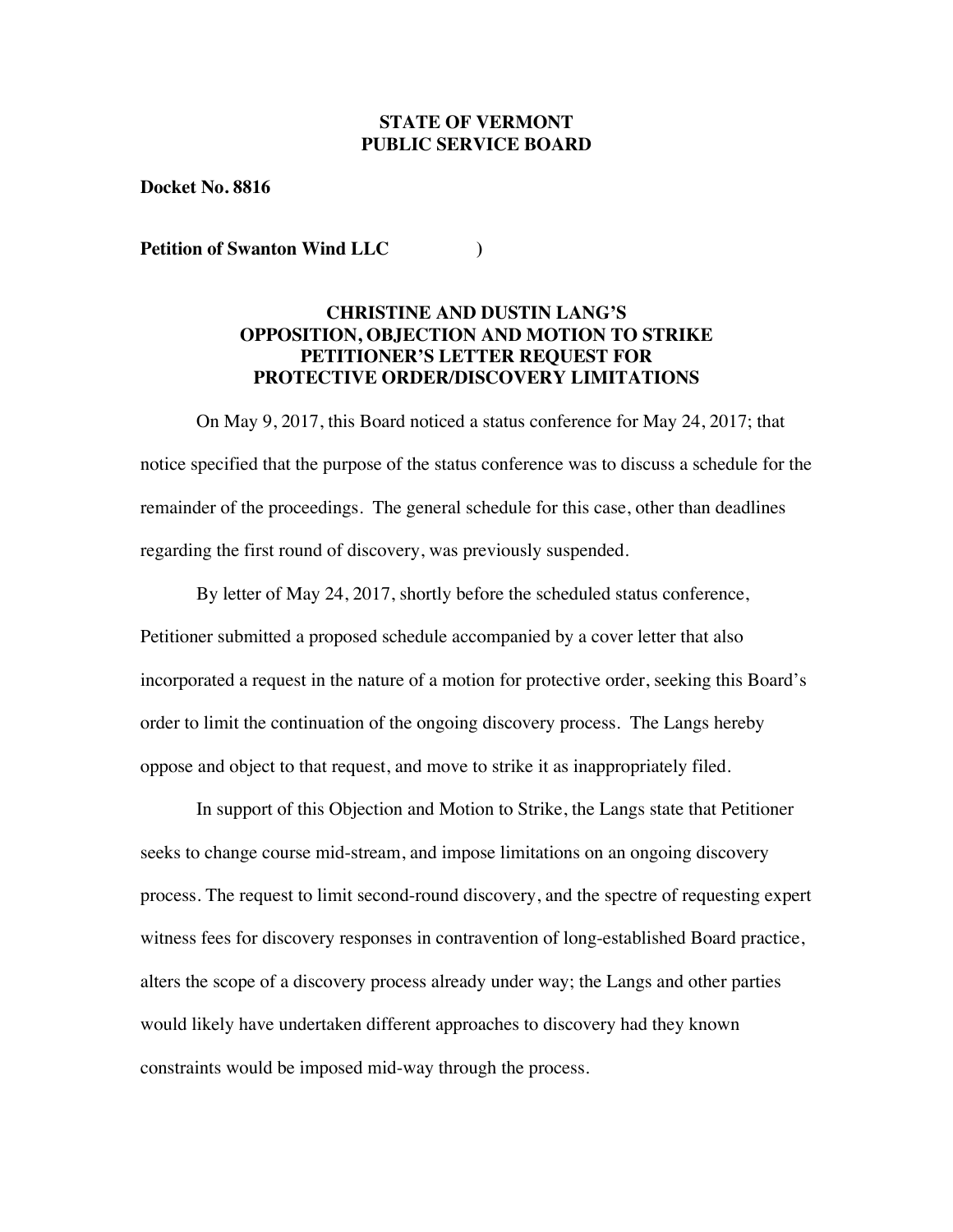**STATE OF VERMONT**
**PUBLIC SERVICE BOARD**

**Docket No. 8816**

**Petition of Swanton Wind LLC** )

## CHRISTINE AND DUSTIN LANG'S OPPOSITION, OBJECTION AND MOTION TO STRIKE PETITIONER'S LETTER REQUEST FOR PROTECTIVE ORDER/DISCOVERY LIMITATIONS

On May 9, 2017, this Board noticed a status conference for May 24, 2017; that notice specified that the purpose of the status conference was to discuss a schedule for the remainder of the proceedings. The general schedule for this case, other than deadlines regarding the first round of discovery, was previously suspended.

By letter of May 24, 2017, shortly before the scheduled status conference, Petitioner submitted a proposed schedule accompanied by a cover letter that also incorporated a request in the nature of a motion for protective order, seeking this Board's order to limit the continuation of the ongoing discovery process. The Langs hereby oppose and object to that request, and move to strike it as inappropriately filed.

In support of this Objection and Motion to Strike, the Langs state that Petitioner seeks to change course mid-stream, and impose limitations on an ongoing discovery process. The request to limit second-round discovery, and the spectre of requesting expert witness fees for discovery responses in contravention of long-established Board practice, alters the scope of a discovery process already under way; the Langs and other parties would likely have undertaken different approaches to discovery had they known constraints would be imposed mid-way through the process.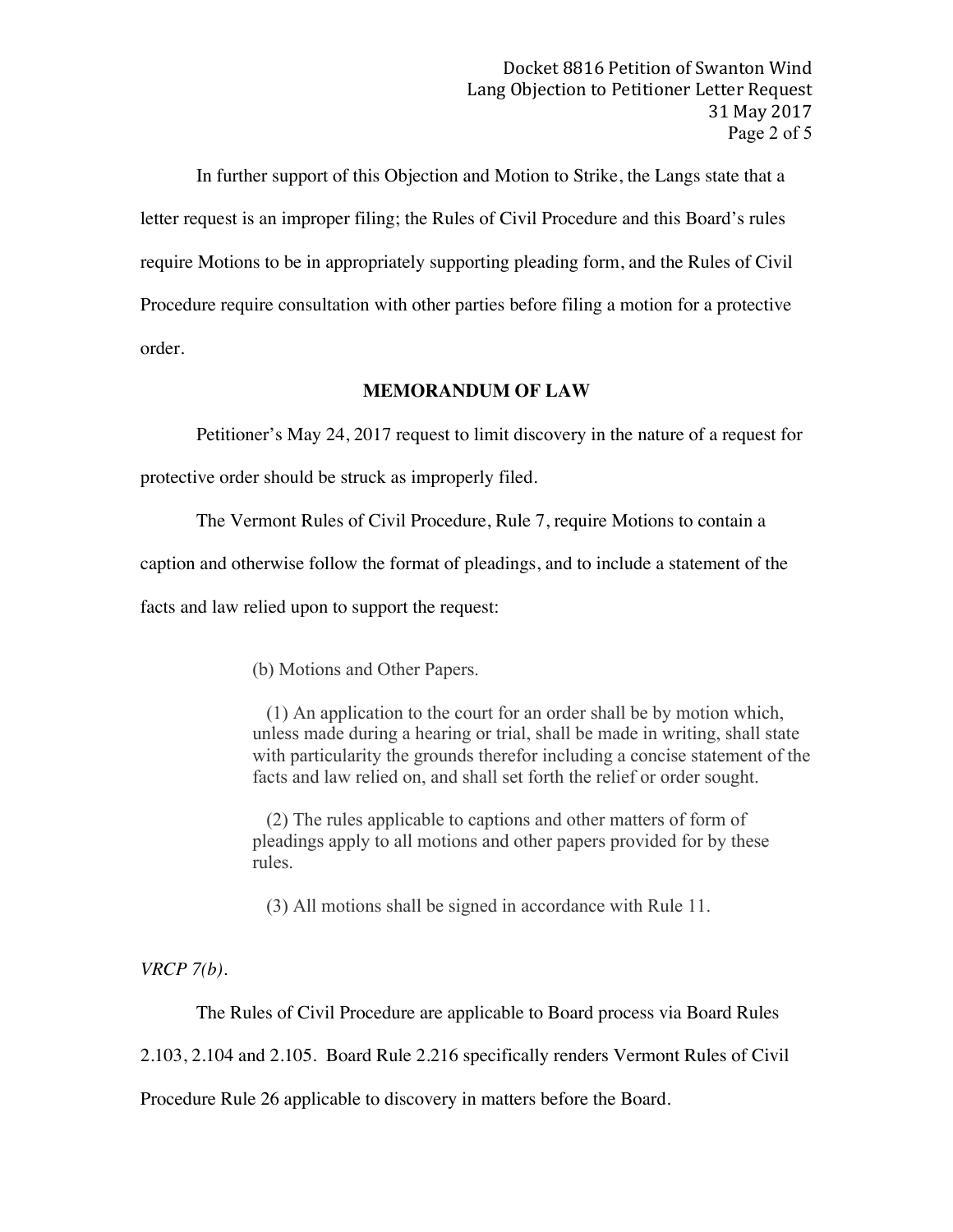In further support of this Objection and Motion to Strike, the Langs state that a letter request is an improper filing; the Rules of Civil Procedure and this Board's rules require Motions to be in appropriately supporting pleading form, and the Rules of Civil Procedure require consultation with other parties before filing a motion for a protective order.

## MEMORANDUM OF LAW

Petitioner's May 24, 2017 request to limit discovery in the nature of a request for protective order should be struck as improperly filed.

The Vermont Rules of Civil Procedure, Rule 7, require Motions to contain a caption and otherwise follow the format of pleadings, and to include a statement of the facts and law relied upon to support the request:

> (b) Motions and Other Papers.
>
> (1) An application to the court for an order shall be by motion which, unless made during a hearing or trial, shall be made in writing, shall state with particularity the grounds therefor including a concise statement of the facts and law relied on, and shall set forth the relief or order sought.
>
> (2) The rules applicable to captions and other matters of form of pleadings apply to all motions and other papers provided for by these rules.
>
> (3) All motions shall be signed in accordance with Rule 11.

*VRCP 7(b).*

The Rules of Civil Procedure are applicable to Board process via Board Rules 2.103, 2.104 and 2.105. Board Rule 2.216 specifically renders Vermont Rules of Civil Procedure Rule 26 applicable to discovery in matters before the Board.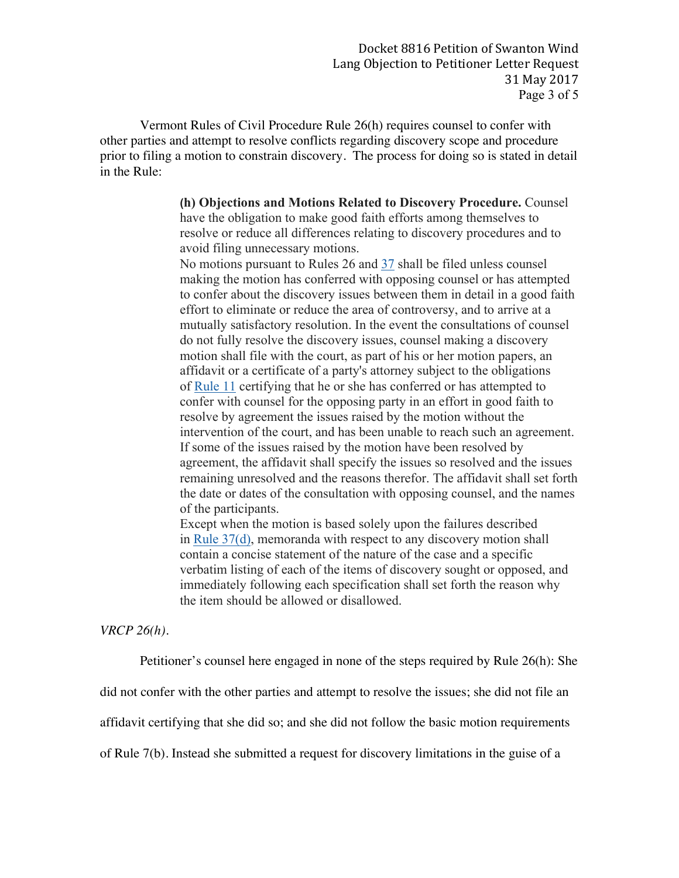Vermont Rules of Civil Procedure Rule 26(h) requires counsel to confer with other parties and attempt to resolve conflicts regarding discovery scope and procedure prior to filing a motion to constrain discovery. The process for doing so is stated in detail in the Rule:

> **(h) Objections and Motions Related to Discovery Procedure.** Counsel have the obligation to make good faith efforts among themselves to resolve or reduce all differences relating to discovery procedures and to avoid filing unnecessary motions.
>
> No motions pursuant to Rules 26 and 37 shall be filed unless counsel making the motion has conferred with opposing counsel or has attempted to confer about the discovery issues between them in detail in a good faith effort to eliminate or reduce the area of controversy, and to arrive at a mutually satisfactory resolution. In the event the consultations of counsel do not fully resolve the discovery issues, counsel making a discovery motion shall file with the court, as part of his or her motion papers, an affidavit or a certificate of a party's attorney subject to the obligations of Rule 11 certifying that he or she has conferred or has attempted to confer with counsel for the opposing party in an effort in good faith to resolve by agreement the issues raised by the motion without the intervention of the court, and has been unable to reach such an agreement. If some of the issues raised by the motion have been resolved by agreement, the affidavit shall specify the issues so resolved and the issues remaining unresolved and the reasons therefor. The affidavit shall set forth the date or dates of the consultation with opposing counsel, and the names of the participants.
>
> Except when the motion is based solely upon the failures described in Rule 37(d), memoranda with respect to any discovery motion shall contain a concise statement of the nature of the case and a specific verbatim listing of each of the items of discovery sought or opposed, and immediately following each specification shall set forth the reason why the item should be allowed or disallowed.

*VRCP 26(h).*

Petitioner's counsel here engaged in none of the steps required by Rule 26(h): She did not confer with the other parties and attempt to resolve the issues; she did not file an affidavit certifying that she did so; and she did not follow the basic motion requirements of Rule 7(b). Instead she submitted a request for discovery limitations in the guise of a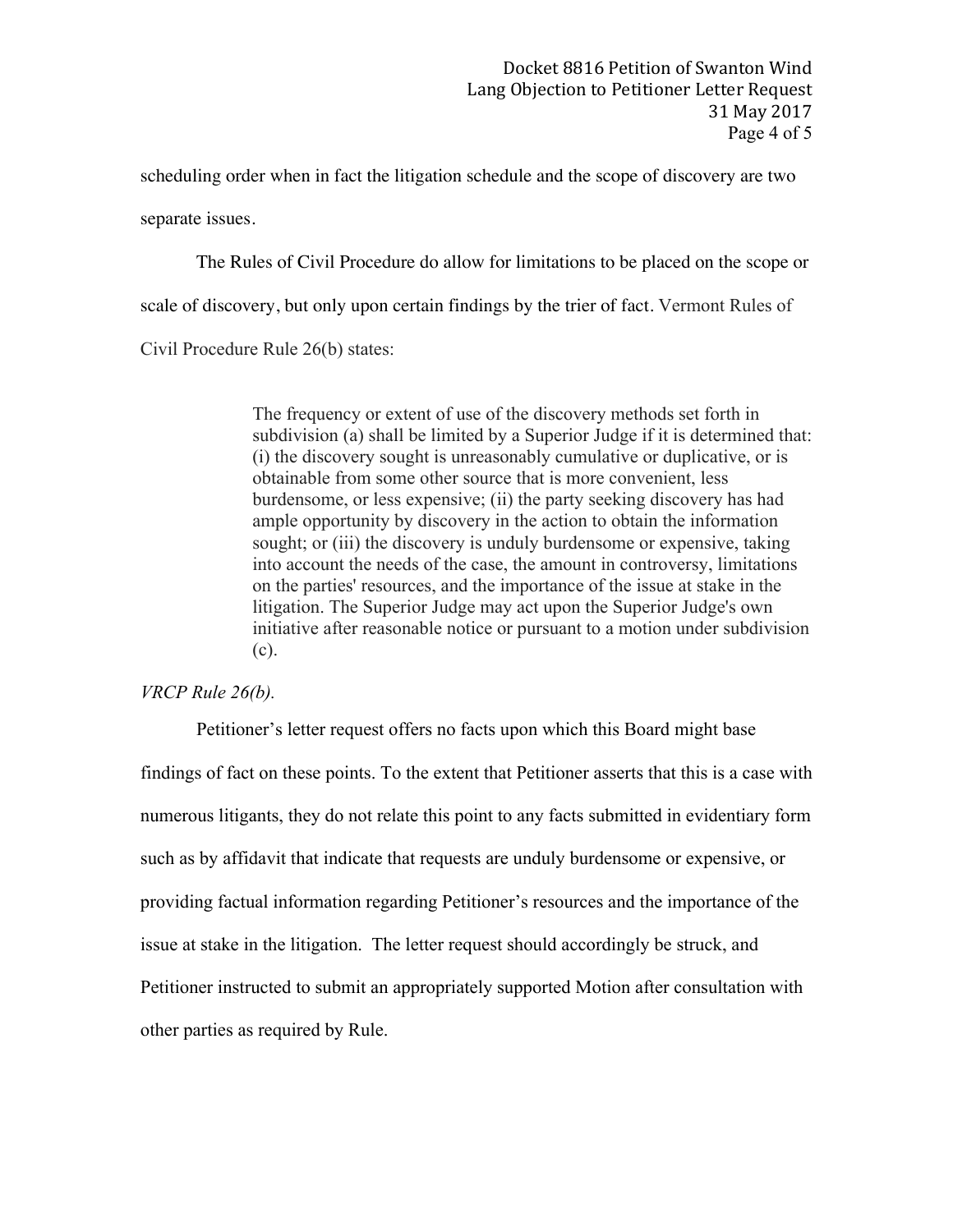scheduling order when in fact the litigation schedule and the scope of discovery are two separate issues.

The Rules of Civil Procedure do allow for limitations to be placed on the scope or scale of discovery, but only upon certain findings by the trier of fact. Vermont Rules of Civil Procedure Rule 26(b) states:

> The frequency or extent of use of the discovery methods set forth in subdivision (a) shall be limited by a Superior Judge if it is determined that: (i) the discovery sought is unreasonably cumulative or duplicative, or is obtainable from some other source that is more convenient, less burdensome, or less expensive; (ii) the party seeking discovery has had ample opportunity by discovery in the action to obtain the information sought; or (iii) the discovery is unduly burdensome or expensive, taking into account the needs of the case, the amount in controversy, limitations on the parties' resources, and the importance of the issue at stake in the litigation. The Superior Judge may act upon the Superior Judge's own initiative after reasonable notice or pursuant to a motion under subdivision (c).

*VRCP Rule 26(b).*

Petitioner's letter request offers no facts upon which this Board might base findings of fact on these points. To the extent that Petitioner asserts that this is a case with numerous litigants, they do not relate this point to any facts submitted in evidentiary form such as by affidavit that indicate that requests are unduly burdensome or expensive, or providing factual information regarding Petitioner's resources and the importance of the issue at stake in the litigation. The letter request should accordingly be struck, and Petitioner instructed to submit an appropriately supported Motion after consultation with other parties as required by Rule.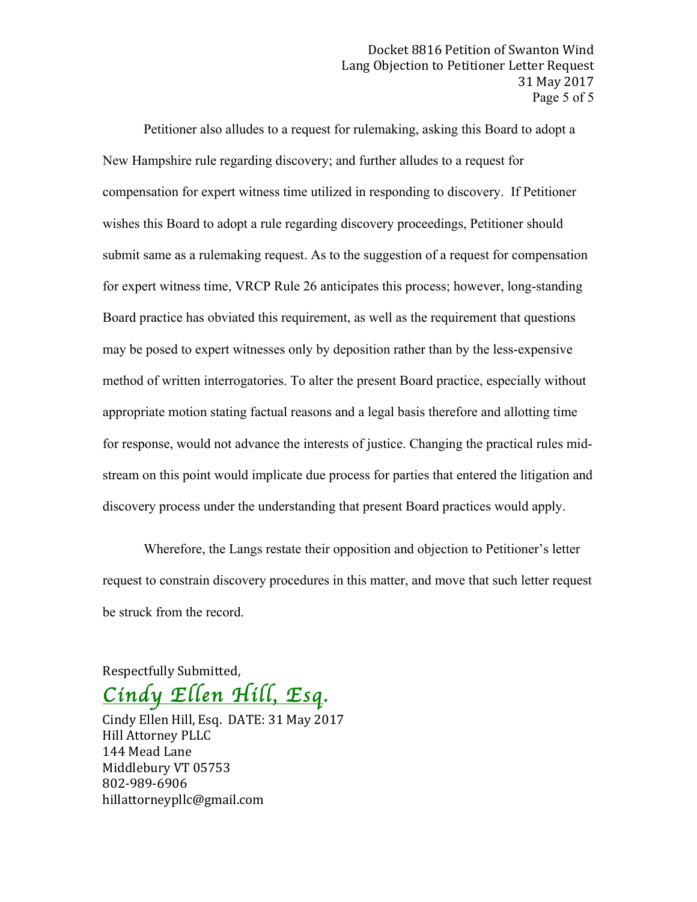Petitioner also alludes to a request for rulemaking, asking this Board to adopt a New Hampshire rule regarding discovery; and further alludes to a request for compensation for expert witness time utilized in responding to discovery. If Petitioner wishes this Board to adopt a rule regarding discovery proceedings, Petitioner should submit same as a rulemaking request. As to the suggestion of a request for compensation for expert witness time, VRCP Rule 26 anticipates this process; however, long-standing Board practice has obviated this requirement, as well as the requirement that questions may be posed to expert witnesses only by deposition rather than by the less-expensive method of written interrogatories. To alter the present Board practice, especially without appropriate motion stating factual reasons and a legal basis therefore and allotting time for response, would not advance the interests of justice. Changing the practical rules mid-stream on this point would implicate due process for parties that entered the litigation and discovery process under the understanding that present Board practices would apply.

Wherefore, the Langs restate their opposition and objection to Petitioner's letter request to constrain discovery procedures in this matter, and move that such letter request be struck from the record.

Respectfully Submitted,

*Cindy Ellen Hill, Esq.*

Cindy Ellen Hill, Esq. DATE: 31 May 2017
Hill Attorney PLLC
144 Mead Lane
Middlebury VT 05753
802-989-6906
hillattorneypllc@gmail.com